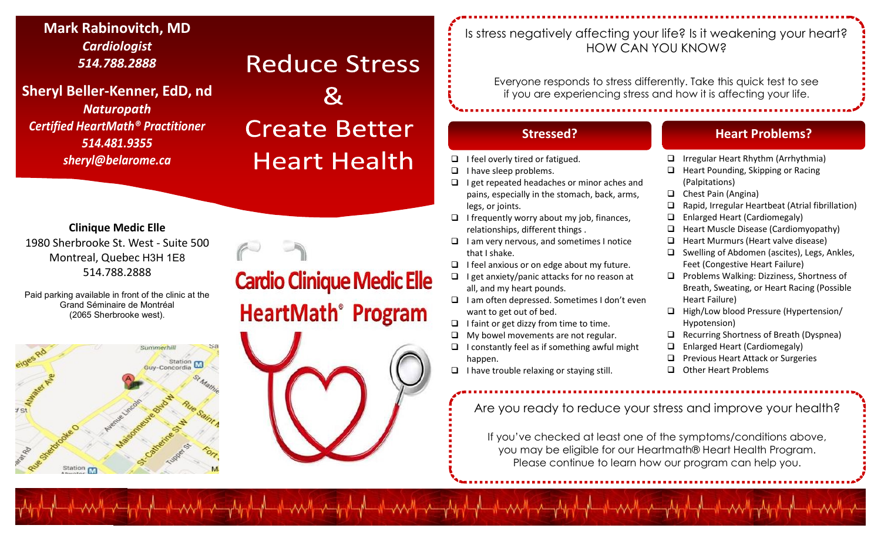**Mark Rabinovitch, MD**
***Cardiologist***
***514.788.2888***

**Sheryl Beller-Kenner, EdD, nd**
***Naturopath***
***Certified HeartMath® Practitioner***
***514.481.9355***
***sheryl@belarome.ca***

# Reduce Stress & Create Better Heart Health

**Clinique Medic Elle**
1980 Sherbrooke St. West - Suite 500
Montreal, Quebec H3H 1E8
514.788.2888

Paid parking available in front of the clinic at the Grand Séminaire de Montréal (2065 Sherbrooke west).

## Cardio Clinique Medic Elle HeartMath® Program

Is stress negatively affecting your life? Is it weakening your heart? HOW CAN YOU KNOW?

Everyone responds to stress differently. Take this quick test to see if you are experiencing stress and how it is affecting your life.

### Stressed?

- ☐ I feel overly tired or fatigued.
- ☐ I have sleep problems.
- ☐ I get repeated headaches or minor aches and pains, especially in the stomach, back, arms, legs, or joints.
- ☐ I frequently worry about my job, finances, relationships, different things .
- ☐ I am very nervous, and sometimes I notice that I shake.
- ☐ I feel anxious or on edge about my future.
- ☐ I get anxiety/panic attacks for no reason at all, and my heart pounds.
- ☐ I am often depressed. Sometimes I don't even want to get out of bed.
- ☐ I faint or get dizzy from time to time.
- ☐ My bowel movements are not regular.
- ☐ I constantly feel as if something awful might happen.
- ☐ I have trouble relaxing or staying still.

### Heart Problems?

- ☐ Irregular Heart Rhythm (Arrhythmia)
- ☐ Heart Pounding, Skipping or Racing (Palpitations)
- ☐ Chest Pain (Angina)
- ☐ Rapid, Irregular Heartbeat (Atrial fibrillation)
- ☐ Enlarged Heart (Cardiomegaly)
- ☐ Heart Muscle Disease (Cardiomyopathy)
- ☐ Heart Murmurs (Heart valve disease)
- ☐ Swelling of Abdomen (ascites), Legs, Ankles, Feet (Congestive Heart Failure)
- ☐ Problems Walking: Dizziness, Shortness of Breath, Sweating, or Heart Racing (Possible Heart Failure)
- ☐ High/Low blood Pressure (Hypertension/ Hypotension)
- ☐ Recurring Shortness of Breath (Dyspnea)
- ☐ Enlarged Heart (Cardiomegaly)
- ☐ Previous Heart Attack or Surgeries
- ☐ Other Heart Problems

Are you ready to reduce your stress and improve your health?

If you've checked at least one of the symptoms/conditions above, you may be eligible for our Heartmath® Heart Health Program. Please continue to learn how our program can help you.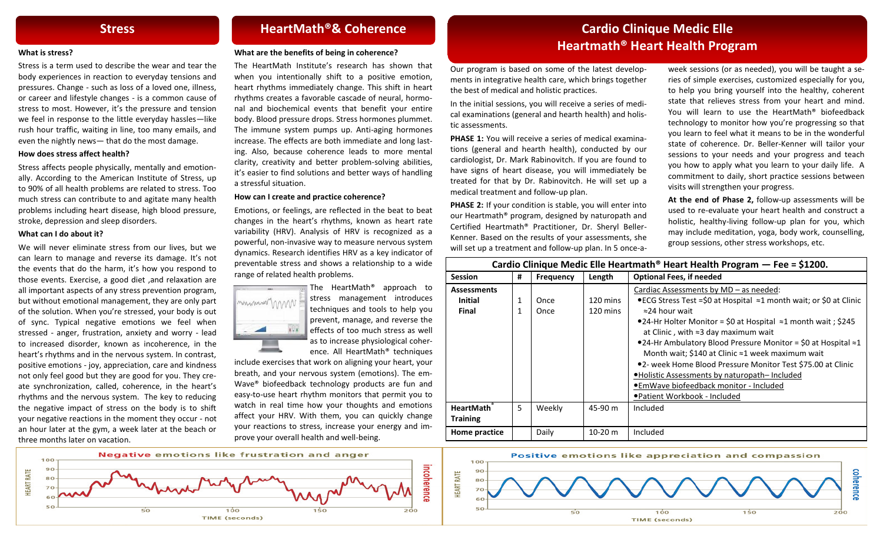## Stress

**What is stress?**

Stress is a term used to describe the wear and tear the body experiences in reaction to everyday tensions and pressures. Change - such as loss of a loved one, illness, or career and lifestyle changes - is a common cause of stress to most. However, it's the pressure and tension we feel in response to the little everyday hassles—like rush hour traffic, waiting in line, too many emails, and even the nightly news— that do the most damage.

**How does stress affect health?**

Stress affects people physically, mentally and emotionally. According to the American Institute of Stress, up to 90% of all health problems are related to stress. Too much stress can contribute to and agitate many health problems including heart disease, high blood pressure, stroke, depression and sleep disorders.

**What can I do about it?**

We will never eliminate stress from our lives, but we can learn to manage and reverse its damage. It's not the events that do the harm, it's how you respond to those events. Exercise, a good diet ,and relaxation are all important aspects of any stress prevention program, but without emotional management, they are only part of the solution. When you're stressed, your body is out of sync. Typical negative emotions we feel when stressed - anger, frustration, anxiety and worry - lead to increased disorder, known as incoherence, in the heart's rhythms and in the nervous system. In contrast, positive emotions - joy, appreciation, care and kindness not only feel good but they are good for you. They create synchronization, called, coherence, in the heart's rhythms and the nervous system. The key to reducing the negative impact of stress on the body is to shift your negative reactions in the moment they occur - not an hour later at the gym, a week later at the beach or three months later on vacation.

## HeartMath®& Coherence

**What are the benefits of being in coherence?**

The HeartMath Institute's research has shown that when you intentionally shift to a positive emotion, heart rhythms immediately change. This shift in heart rhythms creates a favorable cascade of neural, hormonal and biochemical events that benefit your entire body. Blood pressure drops. Stress hormones plummet. The immune system pumps up. Anti-aging hormones increase. The effects are both immediate and long lasting. Also, because coherence leads to more mental clarity, creativity and better problem-solving abilities, it's easier to find solutions and better ways of handling a stressful situation.

**How can I create and practice coherence?**

Emotions, or feelings, are reflected in the beat to beat changes in the heart's rhythms, known as heart rate variability (HRV). Analysis of HRV is recognized as a powerful, non-invasive way to measure nervous system dynamics. Research identifies HRV as a key indicator of preventable stress and shows a relationship to a wide range of related health problems.

The HeartMath® approach to stress management introduces techniques and tools to help you prevent, manage, and reverse the effects of too much stress as well as to increase physiological coherence. All HeartMath® techniques include exercises that work on aligning your heart, your breath, and your nervous system (emotions). The emWave® biofeedback technology products are fun and easy-to-use heart rhythm monitors that permit you to watch in real time how your thoughts and emotions affect your HRV. With them, you can quickly change your reactions to stress, increase your energy and improve your overall health and well-being.

## Cardio Clinique Medic Elle
## Heartmath® Heart Health Program

Our program is based on some of the latest developments in integrative health care, which brings together the best of medical and holistic practices.

In the initial sessions, you will receive a series of medical examinations (general and hearth health) and holistic assessments.

**PHASE 1:** You will receive a series of medical examinations (general and hearth health), conducted by our cardiologist, Dr. Mark Rabinovitch. If you are found to have signs of heart disease, you will immediately be treated for that by Dr. Rabinovitch. He will set up a medical treatment and follow-up plan.

**PHASE 2:** If your condition is stable, you will enter into our Heartmath® program, designed by naturopath and Certified Heartmath® Practitioner, Dr. Sheryl Beller-Kenner. Based on the results of your assessments, she will set up a treatment and follow-up plan. In 5 once-a-week sessions (or as needed), you will be taught a series of simple exercises, customized especially for you, to help you bring yourself into the healthy, coherent state that relieves stress from your heart and mind. You will learn to use the HeartMath® biofeedback technology to monitor how you're progressing so that you learn to feel what it means to be in the wonderful state of coherence. Dr. Beller-Kenner will tailor your sessions to your needs and your progress and teach you how to apply what you learn to your daily life. A commitment to daily, short practice sessions between visits will strengthen your progress.

**At the end of Phase 2,** follow-up assessments will be used to re-evaluate your heart health and construct a holistic, healthy-living follow-up plan for you, which may include meditation, yoga, body work, counselling, group sessions, other stress workshops, etc.

**Cardio Clinique Medic Elle Heartmath® Heart Health Program — Fee = $1200.**

| Session | # | Frequency | Length | Optional Fees, if needed |
|---|---|---|---|---|
| **Assessments** | | | | Cardiac Assessments by MD – as needed: |
| **Initial** | 1 | Once | 120 mins | •ECG Stress Test =$0 at Hospital ≈1 month wait; or $0 at Clinic ≈24 hour wait |
| **Final** | 1 | Once | 120 mins | •24-Hr Holter Monitor = $0 at Hospital ≈1 month wait ; $245 at Clinic , with ≈3 day maximum wait |
| | | | | •24-Hr Ambulatory Blood Pressure Monitor = $0 at Hospital ≈1 Month wait; $140 at Clinic ≈1 week maximum wait |
| | | | | •2- week Home Blood Pressure Monitor Test $75.00 at Clinic |
| | | | | •Holistic Assessments by naturopath– Included |
| | | | | •EmWave biofeedback monitor - Included |
| | | | | •Patient Workbook - Included |
| **HeartMath® Training** | 5 | Weekly | 45-90 m | Included |
| **Home practice** | | Daily | 10-20 m | Included |

Negative emotions like frustration and anger

HEART RATE

100
90
80
70
60
50

50 100 150 200

TIME (seconds)

incoherence

Positive emotions like appreciation and compassion

HEART RATE

100
90
80
70
60
50

50 100 150 200

TIME (seconds)

coherence